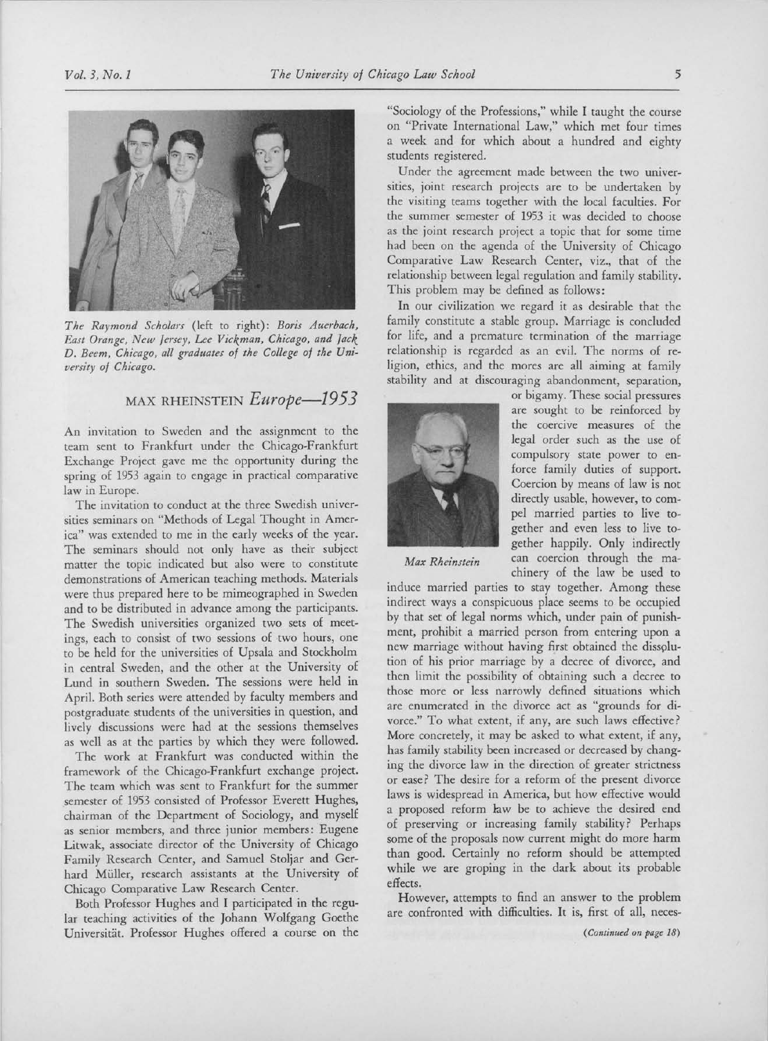*The Raymond Scholars* (left to right): *Boris Auerbach, East Orange, New Jersey, Lee Vickman, Chicago, and Jack D. Beem, Chicago, all graduates of the College of the University of Chicago.*

## MAX RHEINSTEIN *Europe—1953*

An invitation to Sweden and the assignment to the team sent to Frankfurt under the Chicago-Frankfurt Exchange Project gave me the opportunity during the spring of 1953 again to engage in practical comparative law in Europe.

The invitation to conduct at the three Swedish universities seminars on "Methods of Legal Thought in America" was extended to me in the early weeks of the year. The seminars should not only have as their subject matter the topic indicated but also were to constitute demonstrations of American teaching methods. Materials were thus prepared here to be mimeographed in Sweden and to be distributed in advance among the participants. The Swedish universities organized two sets of meetings, each to consist of two sessions of two hours, one to be held for the universities of Upsala and Stockholm in central Sweden, and the other at the University of Lund in southern Sweden. The sessions were held in April. Both series were attended by faculty members and postgraduate students of the universities in question, and lively discussions were had at the sessions themselves as well as at the parties by which they were followed.

The work at Frankfurt was conducted within the framework of the Chicago-Frankfurt exchange project. The team which was sent to Frankfurt for the summer semester of 1953 consisted of Professor Everett Hughes, chairman of the Department of Sociology, and myself as senior members, and three junior members: Eugene Litwak, associate director of the University of Chicago Family Research Center, and Samuel Stoljar and Gerhard Müller, research assistants at the University of Chicago Comparative Law Research Center.

Both Professor Hughes and I participated in the regular teaching activities of the Johann Wolfgang Goethe Universität. Professor Hughes offered a course on the "Sociology of the Professions," while I taught the course on "Private International Law," which met four times a week and for which about a hundred and eighty students registered.

Under the agreement made between the two universities, joint research projects are to be undertaken by the visiting teams together with the local faculties. For the summer semester of 1953 it was decided to choose as the joint research project a topic that for some time had been on the agenda of the University of Chicago Comparative Law Research Center, viz., that of the relationship between legal regulation and family stability. This problem may be defined as follows:

In our civilization we regard it as desirable that the family constitute a stable group. Marriage is concluded for life, and a premature termination of the marriage relationship is regarded as an evil. The norms of religion, ethics, and the mores are all aiming at family stability and at discouraging abandonment, separation, or bigamy. These social pressures are sought to be reinforced by the coercive measures of the legal order such as the use of compulsory state power to enforce family duties of support. Coercion by means of law is not directly usable, however, to compel married parties to live together and even less to live together happily. Only indirectly can coercion through the machinery of the law be used to induce married parties to stay together. Among these indirect ways a conspicuous place seems to be occupied by that set of legal norms which, under pain of punishment, prohibit a married person from entering upon a new marriage without having first obtained the dissolution of his prior marriage by a decree of divorce, and then limit the possibility of obtaining such a decree to those more or less narrowly defined situations which are enumerated in the divorce act as "grounds for divorce." To what extent, if any, are such laws effective? More concretely, it may be asked to what extent, if any, has family stability been increased or decreased by changing the divorce law in the direction of greater strictness or ease? The desire for a reform of the present divorce laws is widespread in America, but how effective would a proposed reform law be to achieve the desired end of preserving or increasing family stability? Perhaps some of the proposals now current might do more harm than good. Certainly no reform should be attempted while we are groping in the dark about its probable effects.

*Max Rheinstein*

However, attempts to find an answer to the problem are confronted with difficulties. It is, first of all, neces-

*(Continued on page 18)*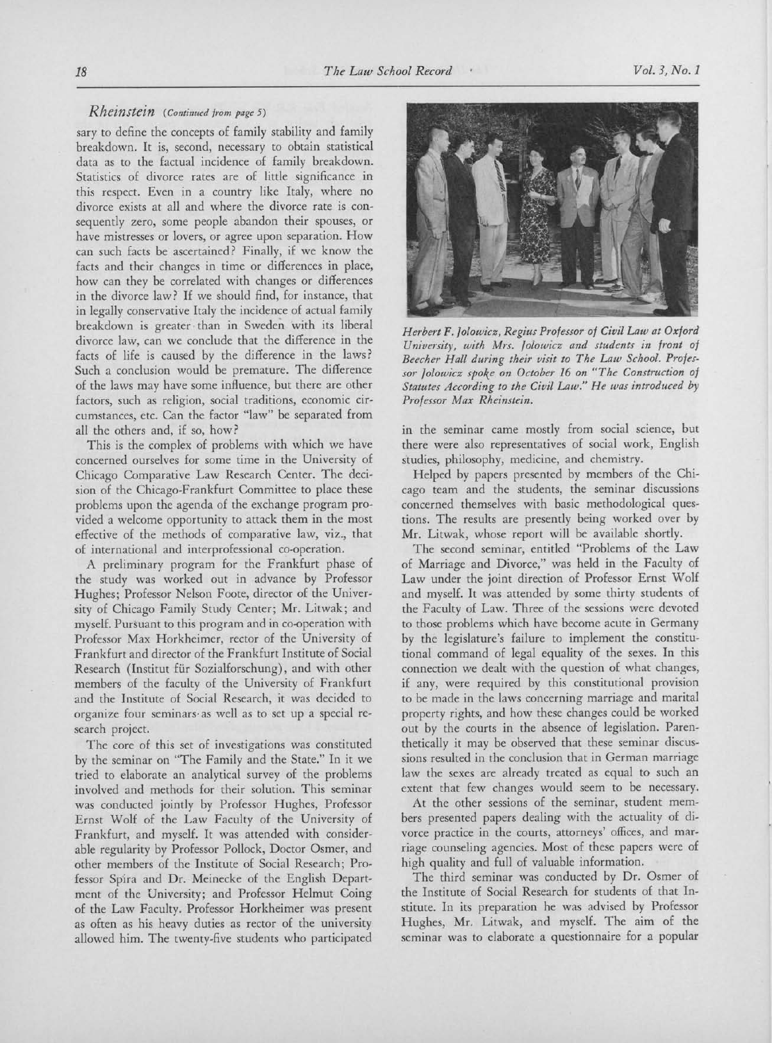## Rheinstein *(Continued from page 5)*

sary to define the concepts of family stability and family breakdown. It is, second, necessary to obtain statistical data as to the factual incidence of family breakdown. Statistics of divorce rates are of little significance in this respect. Even in a country like Italy, where no divorce exists at all and where the divorce rate is consequently zero, some people abandon their spouses, or have mistresses or lovers, or agree upon separation. How can such facts be ascertained? Finally, if we know the facts and their changes in time or differences in place, how can they be correlated with changes or differences in the divorce law? If we should find, for instance, that in legally conservative Italy the incidence of actual family breakdown is greater than in Sweden with its liberal divorce law, can we conclude that the difference in the facts of life is caused by the difference in the laws? Such a conclusion would be premature. The difference of the laws may have some influence, but there are other factors, such as religion, social traditions, economic circumstances, etc. Can the factor "law" be separated from all the others and, if so, how?

This is the complex of problems with which we have concerned ourselves for some time in the University of Chicago Comparative Law Research Center. The decision of the Chicago-Frankfurt Committee to place these problems upon the agenda of the exchange program provided a welcome opportunity to attack them in the most effective of the methods of comparative law, viz., that of international and interprofessional co-operation.

A preliminary program for the Frankfurt phase of the study was worked out in advance by Professor Hughes; Professor Nelson Foote, director of the University of Chicago Family Study Center; Mr. Litwak; and myself. Pursuant to this program and in co-operation with Professor Max Horkheimer, rector of the University of Frankfurt and director of the Frankfurt Institute of Social Research (Institut für Sozialforschung), and with other members of the faculty of the University of Frankfurt and the Institute of Social Research, it was decided to organize four seminars as well as to set up a special research project.

The core of this set of investigations was constituted by the seminar on "The Family and the State." In it we tried to elaborate an analytical survey of the problems involved and methods for their solution. This seminar was conducted jointly by Professor Hughes, Professor Ernst Wolf of the Law Faculty of the University of Frankfurt, and myself. It was attended with considerable regularity by Professor Pollock, Doctor Osmer, and other members of the Institute of Social Research; Professor Spira and Dr. Meinecke of the English Department of the University; and Professor Helmut Coing of the Law Faculty. Professor Horkheimer was present as often as his heavy duties as rector of the university allowed him. The twenty-five students who participated in the seminar came mostly from social science, but there were also representatives of social work, English studies, philosophy, medicine, and chemistry.

*Herbert F. Jolowicz, Regius Professor of Civil Law at Oxford University, with Mrs. Jolowicz and students in front of Beecher Hall during their visit to The Law School. Professor Jolowicz spoke on October 16 on "The Construction of Statutes According to the Civil Law." He was introduced by Professor Max Rheinstein.*

Helped by papers presented by members of the Chicago team and the students, the seminar discussions concerned themselves with basic methodological questions. The results are presently being worked over by Mr. Litwak, whose report will be available shortly.

The second seminar, entitled "Problems of the Law of Marriage and Divorce," was held in the Faculty of Law under the joint direction of Professor Ernst Wolf and myself. It was attended by some thirty students of the Faculty of Law. Three of the sessions were devoted to those problems which have become acute in Germany by the legislature's failure to implement the constitutional command of legal equality of the sexes. In this connection we dealt with the question of what changes, if any, were required by this constitutional provision to be made in the laws concerning marriage and marital property rights, and how these changes could be worked out by the courts in the absence of legislation. Parenthetically it may be observed that these seminar discussions resulted in the conclusion that in German marriage law the sexes are already treated as equal to such an extent that few changes would seem to be necessary.

At the other sessions of the seminar, student members presented papers dealing with the actuality of divorce practice in the courts, attorneys' offices, and marriage counseling agencies. Most of these papers were of high quality and full of valuable information.

The third seminar was conducted by Dr. Osmer of the Institute of Social Research for students of that Institute. In its preparation he was advised by Professor Hughes, Mr. Litwak, and myself. The aim of the seminar was to elaborate a questionnaire for a popular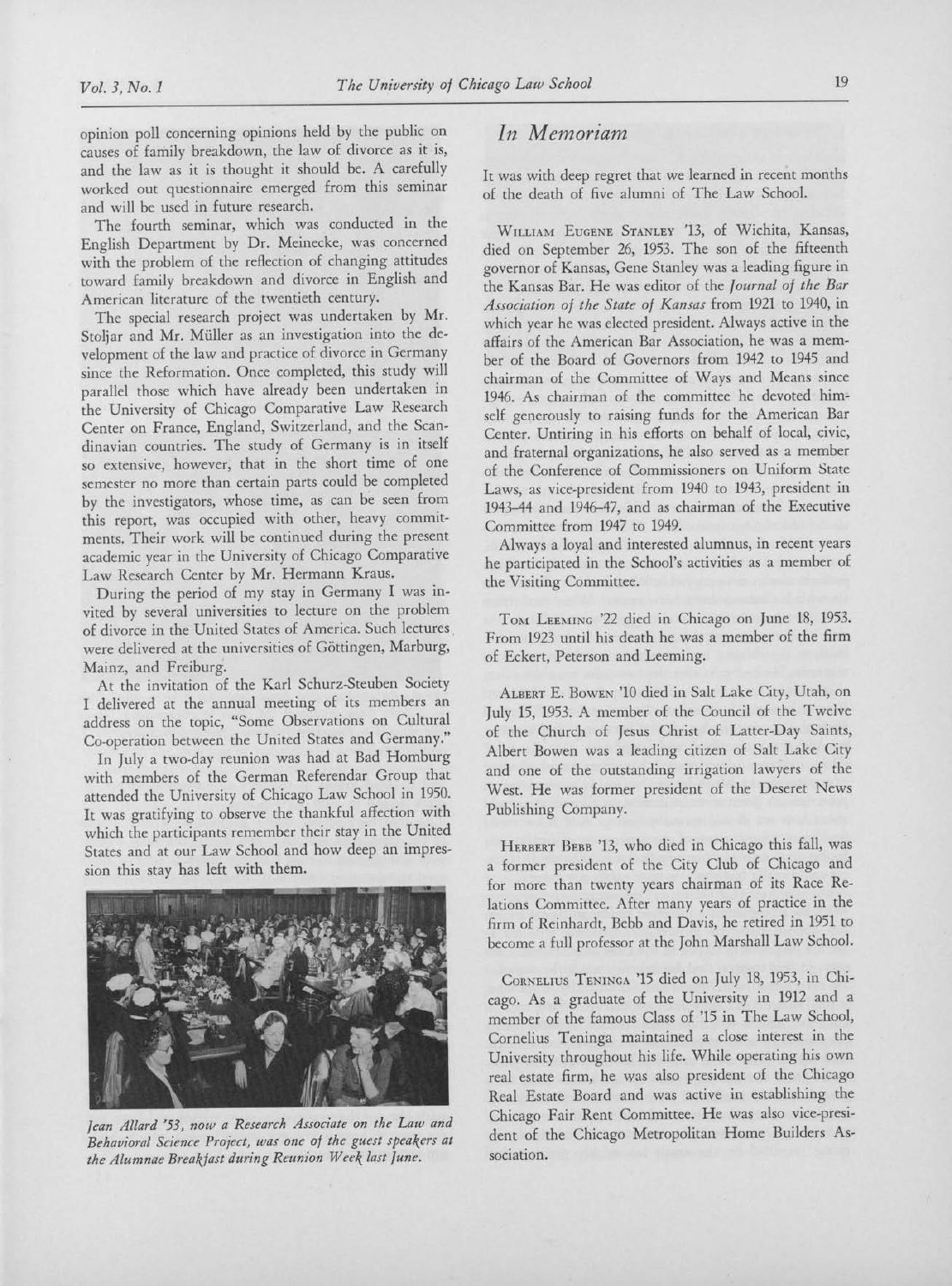opinion poll concerning opinions held by the public on causes of family breakdown, the law of divorce as it is, and the law as it is thought it should be. A carefully worked out questionnaire emerged from this seminar and will be used in future research.

The fourth seminar, which was conducted in the English Department by Dr. Meinecke, was concerned with the problem of the reflection of changing attitudes toward family breakdown and divorce in English and American literature of the twentieth century.

The special research project was undertaken by Mr. Stoljar and Mr. Müller as an investigation into the development of the law and practice of divorce in Germany since the Reformation. Once completed, this study will parallel those which have already been undertaken in the University of Chicago Comparative Law Research Center on France, England, Switzerland, and the Scandinavian countries. The study of Germany is in itself so extensive, however, that in the short time of one semester no more than certain parts could be completed by the investigators, whose time, as can be seen from this report, was occupied with other, heavy commitments. Their work will be continued during the present academic year in the University of Chicago Comparative Law Research Center by Mr. Hermann Kraus.

During the period of my stay in Germany I was invited by several universities to lecture on the problem of divorce in the United States of America. Such lectures were delivered at the universities of Göttingen, Marburg, Mainz, and Freiburg.

At the invitation of the Karl Schurz-Steuben Society I delivered at the annual meeting of its members an address on the topic, "Some Observations on Cultural Co-operation between the United States and Germany."

In July a two-day reunion was had at Bad Homburg with members of the German Referendar Group that attended the University of Chicago Law School in 1950. It was gratifying to observe the thankful affection with which the participants remember their stay in the United States and at our Law School and how deep an impression this stay has left with them.

*Jean Allard '53, now a Research Associate on the Law and Behavioral Science Project, was one of the guest speakers at the Alumnae Breakfast during Reunion Week last June.*

## *In Memoriam*

It was with deep regret that we learned in recent months of the death of five alumni of The Law School.

William Eugene Stanley '13, of Wichita, Kansas, died on September 26, 1953. The son of the fifteenth governor of Kansas, Gene Stanley was a leading figure in the Kansas Bar. He was editor of the *Journal of the Bar Association of the State of Kansas* from 1921 to 1940, in which year he was elected president. Always active in the affairs of the American Bar Association, he was a member of the Board of Governors from 1942 to 1945 and chairman of the Committee of Ways and Means since 1946. As chairman of the committee he devoted himself generously to raising funds for the American Bar Center. Untiring in his efforts on behalf of local, civic, and fraternal organizations, he also served as a member of the Conference of Commissioners on Uniform State Laws, as vice-president from 1940 to 1943, president in 1943–44 and 1946–47, and as chairman of the Executive Committee from 1947 to 1949.

Always a loyal and interested alumnus, in recent years he participated in the School's activities as a member of the Visiting Committee.

Tom Leeming '22 died in Chicago on June 18, 1953. From 1923 until his death he was a member of the firm of Eckert, Peterson and Leeming.

Albert E. Bowen '10 died in Salt Lake City, Utah, on July 15, 1953. A member of the Council of the Twelve of the Church of Jesus Christ of Latter-Day Saints, Albert Bowen was a leading citizen of Salt Lake City and one of the outstanding irrigation lawyers of the West. He was former president of the Deseret News Publishing Company.

Herbert Bebb '13, who died in Chicago this fall, was a former president of the City Club of Chicago and for more than twenty years chairman of its Race Relations Committee. After many years of practice in the firm of Reinhardt, Bebb and Davis, he retired in 1951 to become a full professor at the John Marshall Law School.

Cornelius Teninga '15 died on July 18, 1953, in Chicago. As a graduate of the University in 1912 and a member of the famous Class of '15 in The Law School, Cornelius Teninga maintained a close interest in the University throughout his life. While operating his own real estate firm, he was also president of the Chicago Real Estate Board and was active in establishing the Chicago Fair Rent Committee. He was also vice-president of the Chicago Metropolitan Home Builders Association.